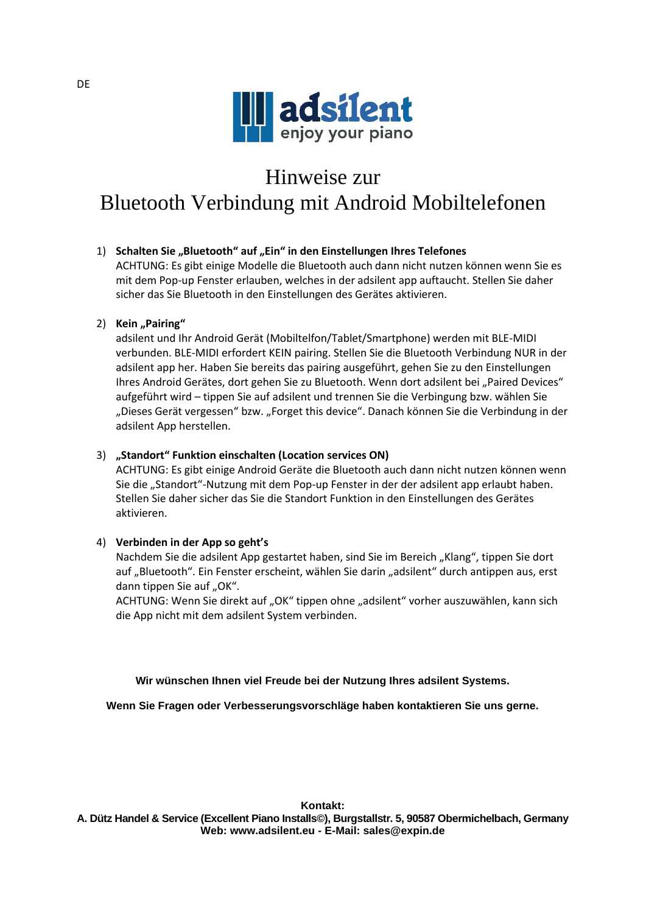DE

**adsilent**
enjoy your piano

# Hinweise zur
# Bluetooth Verbindung mit Android Mobiltelefonen

1) **Schalten Sie „Bluetooth“ auf „Ein“ in den Einstellungen Ihres Telefones**
   ACHTUNG: Es gibt einige Modelle die Bluetooth auch dann nicht nutzen können wenn Sie es mit dem Pop-up Fenster erlauben, welches in der adsilent app auftaucht. Stellen Sie daher sicher das Sie Bluetooth in den Einstellungen des Gerätes aktivieren.

2) **Kein „Pairing“**
   adsilent und Ihr Android Gerät (Mobiltelfon/Tablet/Smartphone) werden mit BLE-MIDI verbunden. BLE-MIDI erfordert KEIN pairing. Stellen Sie die Bluetooth Verbindung NUR in der adsilent app her. Haben Sie bereits das pairing ausgeführt, gehen Sie zu den Einstellungen Ihres Android Gerätes, dort gehen Sie zu Bluetooth. Wenn dort adsilent bei „Paired Devices“ aufgeführt wird – tippen Sie auf adsilent und trennen Sie die Verbingung bzw. wählen Sie „Dieses Gerät vergessen“ bzw. „Forget this device“. Danach können Sie die Verbindung in der adsilent App herstellen.

3) **„Standort“ Funktion einschalten (Location services ON)**
   ACHTUNG: Es gibt einige Android Geräte die Bluetooth auch dann nicht nutzen können wenn Sie die „Standort“-Nutzung mit dem Pop-up Fenster in der der adsilent app erlaubt haben. Stellen Sie daher sicher das Sie die Standort Funktion in den Einstellungen des Gerätes aktivieren.

4) **Verbinden in der App so geht's**
   Nachdem Sie die adsilent App gestartet haben, sind Sie im Bereich „Klang“, tippen Sie dort auf „Bluetooth“. Ein Fenster erscheint, wählen Sie darin „adsilent“ durch antippen aus, erst dann tippen Sie auf „OK“.
   ACHTUNG: Wenn Sie direkt auf „OK“ tippen ohne „adsilent“ vorher auszuwählen, kann sich die App nicht mit dem adsilent System verbinden.

**Wir wünschen Ihnen viel Freude bei der Nutzung Ihres adsilent Systems.**

**Wenn Sie Fragen oder Verbesserungsvorschläge haben kontaktieren Sie uns gerne.**

**Kontakt:**
**A. Dütz Handel & Service (Excellent Piano Installs©), Burgstallstr. 5, 90587 Obermichelbach, Germany**
**Web: www.adsilent.eu - E-Mail: sales@expin.de**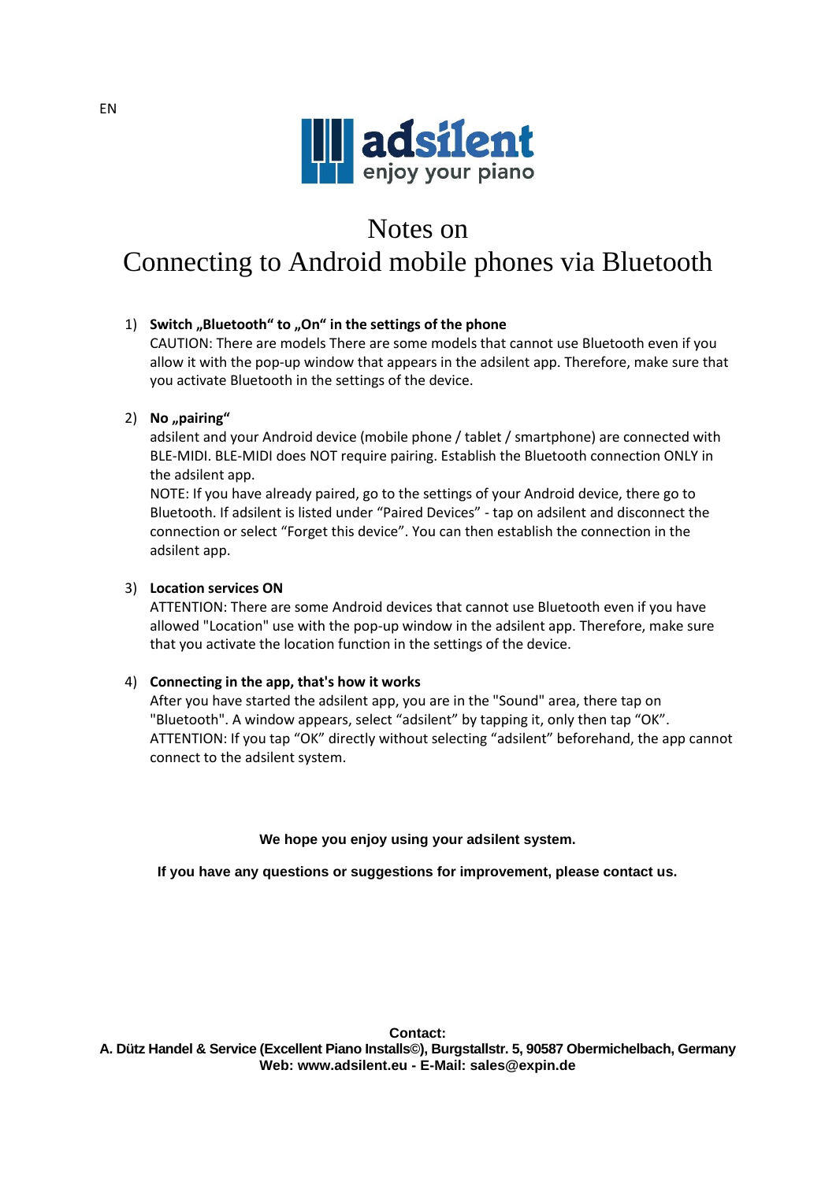EN

adsilent
enjoy your piano

# Notes on
# Connecting to Android mobile phones via Bluetooth

1) **Switch „Bluetooth“ to „On“ in the settings of the phone**
   CAUTION: There are models There are some models that cannot use Bluetooth even if you allow it with the pop-up window that appears in the adsilent app. Therefore, make sure that you activate Bluetooth in the settings of the device.

2) **No „pairing“**
   adsilent and your Android device (mobile phone / tablet / smartphone) are connected with BLE-MIDI. BLE-MIDI does NOT require pairing. Establish the Bluetooth connection ONLY in the adsilent app.
   NOTE: If you have already paired, go to the settings of your Android device, there go to Bluetooth. If adsilent is listed under “Paired Devices” - tap on adsilent and disconnect the connection or select “Forget this device”. You can then establish the connection in the adsilent app.

3) **Location services ON**
   ATTENTION: There are some Android devices that cannot use Bluetooth even if you have allowed "Location" use with the pop-up window in the adsilent app. Therefore, make sure that you activate the location function in the settings of the device.

4) **Connecting in the app, that's how it works**
   After you have started the adsilent app, you are in the "Sound" area, there tap on "Bluetooth". A window appears, select “adsilent” by tapping it, only then tap “OK”.
   ATTENTION: If you tap “OK” directly without selecting “adsilent” beforehand, the app cannot connect to the adsilent system.

**We hope you enjoy using your adsilent system.**

**If you have any questions or suggestions for improvement, please contact us.**

**Contact:**
**A. Dütz Handel & Service (Excellent Piano Installs©), Burgstallstr. 5, 90587 Obermichelbach, Germany**
**Web: www.adsilent.eu - E-Mail: sales@expin.de**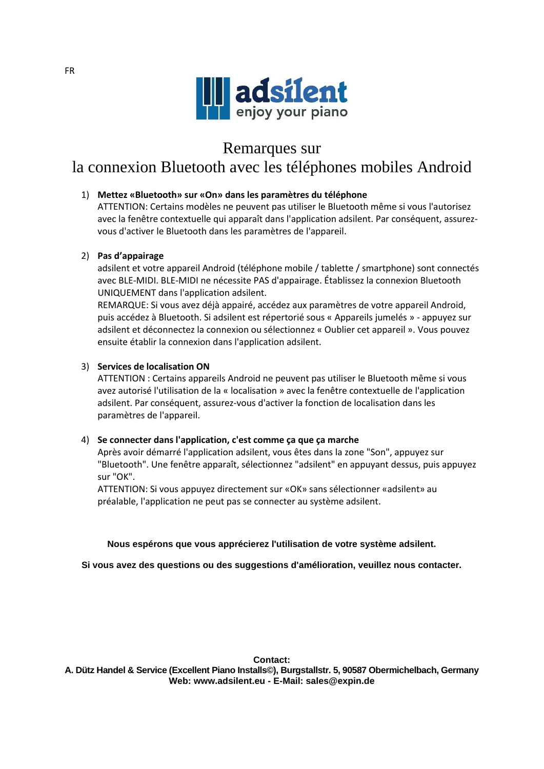FR

adsilent
enjoy your piano

# Remarques sur la connexion Bluetooth avec les téléphones mobiles Android

1) **Mettez «Bluetooth» sur «On» dans les paramètres du téléphone**
ATTENTION: Certains modèles ne peuvent pas utiliser le Bluetooth même si vous l'autorisez avec la fenêtre contextuelle qui apparaît dans l'application adsilent. Par conséquent, assurez-vous d'activer le Bluetooth dans les paramètres de l'appareil.

2) **Pas d'appairage**
adsilent et votre appareil Android (téléphone mobile / tablette / smartphone) sont connectés avec BLE-MIDI. BLE-MIDI ne nécessite PAS d'appairage. Établissez la connexion Bluetooth UNIQUEMENT dans l'application adsilent.
REMARQUE: Si vous avez déjà appairé, accédez aux paramètres de votre appareil Android, puis accédez à Bluetooth. Si adsilent est répertorié sous « Appareils jumelés » - appuyez sur adsilent et déconnectez la connexion ou sélectionnez « Oublier cet appareil ». Vous pouvez ensuite établir la connexion dans l'application adsilent.

3) **Services de localisation ON**
ATTENTION : Certains appareils Android ne peuvent pas utiliser le Bluetooth même si vous avez autorisé l'utilisation de la « localisation » avec la fenêtre contextuelle de l'application adsilent. Par conséquent, assurez-vous d'activer la fonction de localisation dans les paramètres de l'appareil.

4) **Se connecter dans l'application, c'est comme ça que ça marche**
Après avoir démarré l'application adsilent, vous êtes dans la zone "Son", appuyez sur "Bluetooth". Une fenêtre apparaît, sélectionnez "adsilent" en appuyant dessus, puis appuyez sur "OK".
ATTENTION: Si vous appuyez directement sur «OK» sans sélectionner «adsilent» au préalable, l'application ne peut pas se connecter au système adsilent.

**Nous espérons que vous apprécierez l'utilisation de votre système adsilent.**

**Si vous avez des questions ou des suggestions d'amélioration, veuillez nous contacter.**

**Contact:**
**A. Dütz Handel & Service (Excellent Piano Installs©), Burgstallstr. 5, 90587 Obermichelbach, Germany**
**Web: www.adsilent.eu - E-Mail: sales@expin.de**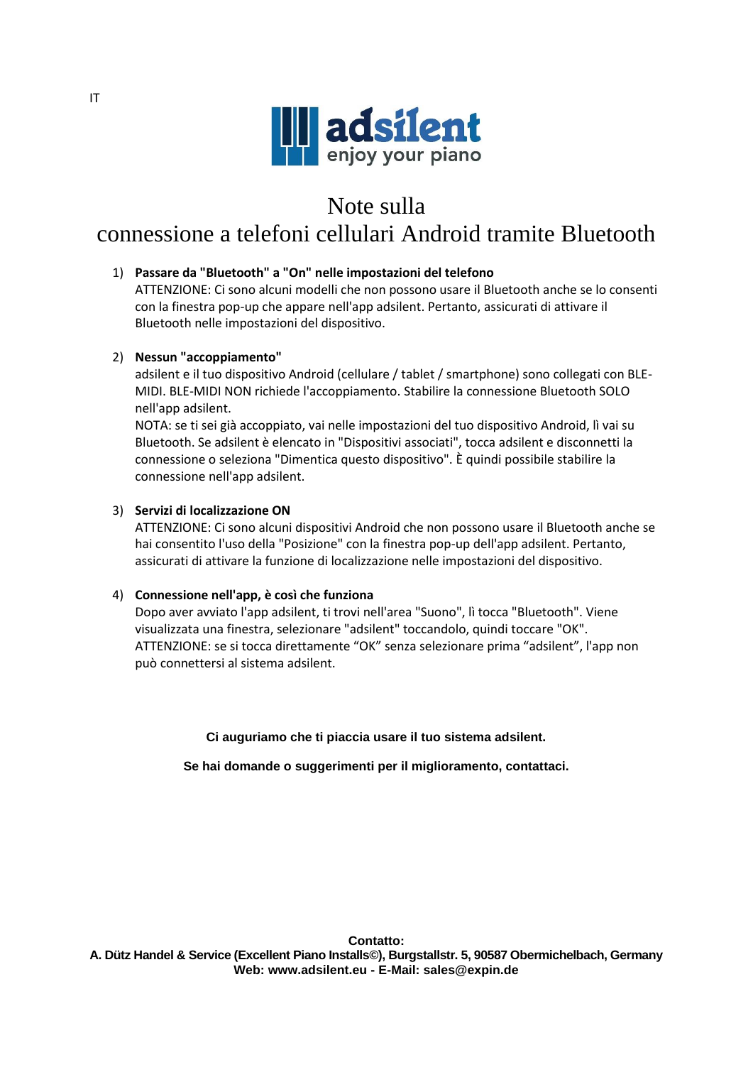IT

adsilent
enjoy your piano

# Note sulla connessione a telefoni cellulari Android tramite Bluetooth

1) **Passare da "Bluetooth" a "On" nelle impostazioni del telefono**
   ATTENZIONE: Ci sono alcuni modelli che non possono usare il Bluetooth anche se lo consenti con la finestra pop-up che appare nell'app adsilent. Pertanto, assicurati di attivare il Bluetooth nelle impostazioni del dispositivo.

2) **Nessun "accoppiamento"**
   adsilent e il tuo dispositivo Android (cellulare / tablet / smartphone) sono collegati con BLE-MIDI. BLE-MIDI NON richiede l'accoppiamento. Stabilire la connessione Bluetooth SOLO nell'app adsilent.
   NOTA: se ti sei già accoppiato, vai nelle impostazioni del tuo dispositivo Android, lì vai su Bluetooth. Se adsilent è elencato in "Dispositivi associati", tocca adsilent e disconnetti la connessione o seleziona "Dimentica questo dispositivo". È quindi possibile stabilire la connessione nell'app adsilent.

3) **Servizi di localizzazione ON**
   ATTENZIONE: Ci sono alcuni dispositivi Android che non possono usare il Bluetooth anche se hai consentito l'uso della "Posizione" con la finestra pop-up dell'app adsilent. Pertanto, assicurati di attivare la funzione di localizzazione nelle impostazioni del dispositivo.

4) **Connessione nell'app, è così che funziona**
   Dopo aver avviato l'app adsilent, ti trovi nell'area "Suono", lì tocca "Bluetooth". Viene visualizzata una finestra, selezionare "adsilent" toccandolo, quindi toccare "OK".
   ATTENZIONE: se si tocca direttamente "OK" senza selezionare prima "adsilent", l'app non può connettersi al sistema adsilent.

**Ci auguriamo che ti piaccia usare il tuo sistema adsilent.**

**Se hai domande o suggerimenti per il miglioramento, contattaci.**

**Contatto:**
**A. Dütz Handel & Service (Excellent Piano Installs©), Burgstallstr. 5, 90587 Obermichelbach, Germany**
**Web: www.adsilent.eu - E-Mail: sales@expin.de**